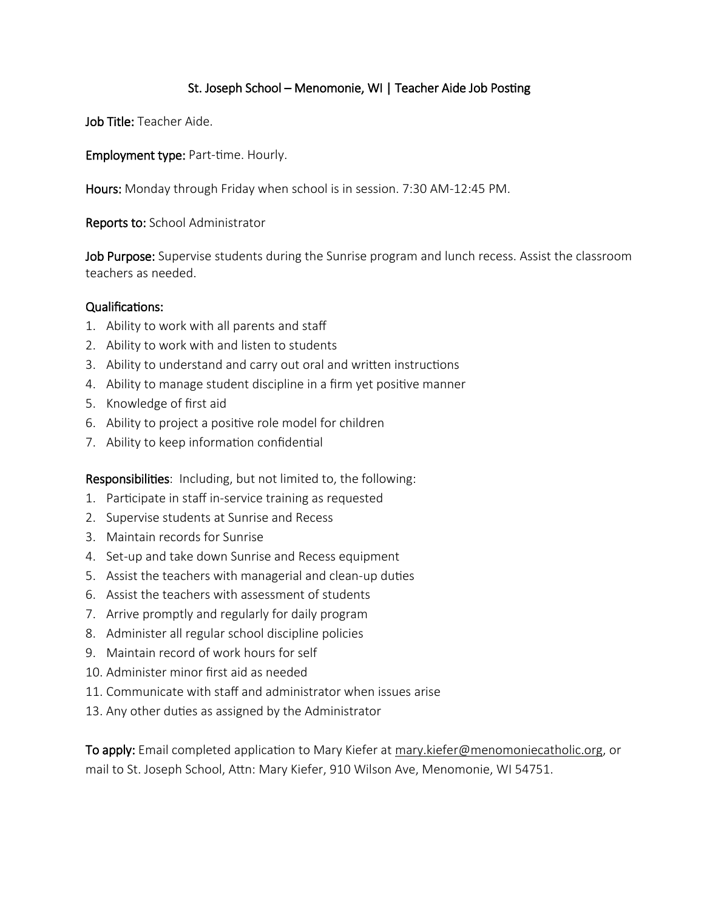# St. Joseph School – Menomonie, WI | Teacher Aide Job Posting

**Job Title:** Teacher Aide.

**Employment type:** Part-time. Hourly.

**Hours:** Monday through Friday when school is in session. 7:30 AM-12:45 PM.

**Reports to:** School Administrator

**Job Purpose:** Supervise students during the Sunrise program and lunch recess. Assist the classroom teachers as needed.

## Qualifications:

1. Ability to work with all parents and staff
2. Ability to work with and listen to students
3. Ability to understand and carry out oral and written instructions
4. Ability to manage student discipline in a firm yet positive manner
5. Knowledge of first aid
6. Ability to project a positive role model for children
7. Ability to keep information confidential

**Responsibilities**: Including, but not limited to, the following:

1. Participate in staff in-service training as requested
2. Supervise students at Sunrise and Recess
3. Maintain records for Sunrise
4. Set-up and take down Sunrise and Recess equipment
5. Assist the teachers with managerial and clean-up duties
6. Assist the teachers with assessment of students
7. Arrive promptly and regularly for daily program
8. Administer all regular school discipline policies
9. Maintain record of work hours for self
10. Administer minor first aid as needed
11. Communicate with staff and administrator when issues arise

13\. Any other duties as assigned by the Administrator

**To apply:** Email completed application to Mary Kiefer at mary.kiefer@menomoniecatholic.org, or mail to St. Joseph School, Attn: Mary Kiefer, 910 Wilson Ave, Menomonie, WI 54751.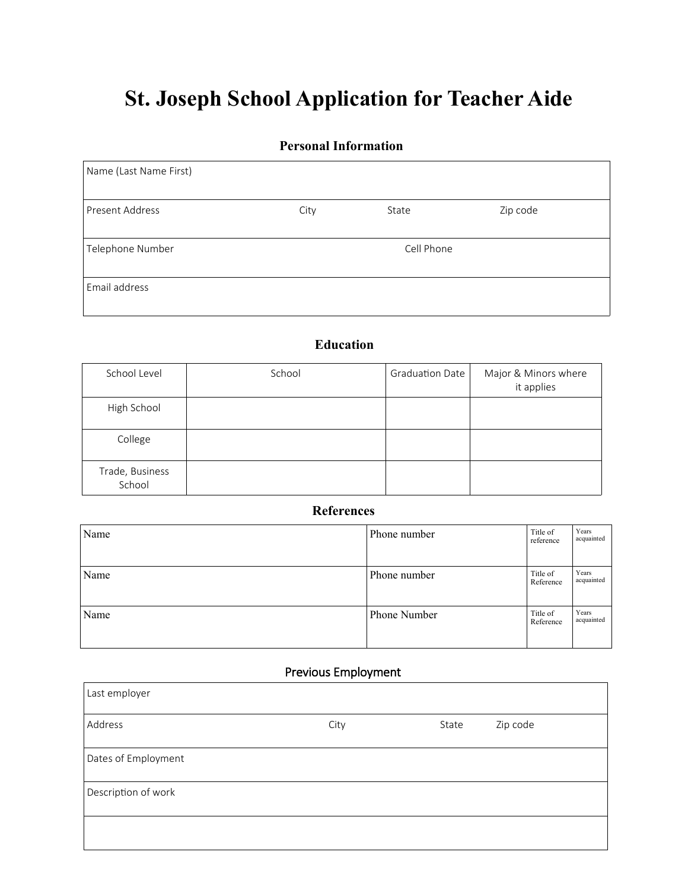# St. Joseph School Application for Teacher Aide

## Personal Information

| Name (Last Name First) | | | |
|---|---|---|---|
| Present Address | City | State | Zip code |
| Telephone Number | | Cell Phone | |
| Email address | | | |

## Education

| School Level | School | Graduation Date | Major & Minors where it applies |
|---|---|---|---|
| High School | | | |
| College | | | |
| Trade, Business School | | | |

## References

| Name | Phone number | Title of reference | Years acquainted |
|---|---|---|---|
| Name | Phone number | Title of Reference | Years acquainted |
| Name | Phone Number | Title of Reference | Years acquainted |

## Previous Employment

| Last employer | | | |
|---|---|---|---|
| Address | City | State | Zip code |
| Dates of Employment | | | |
| Description of work | | | |
| | | | |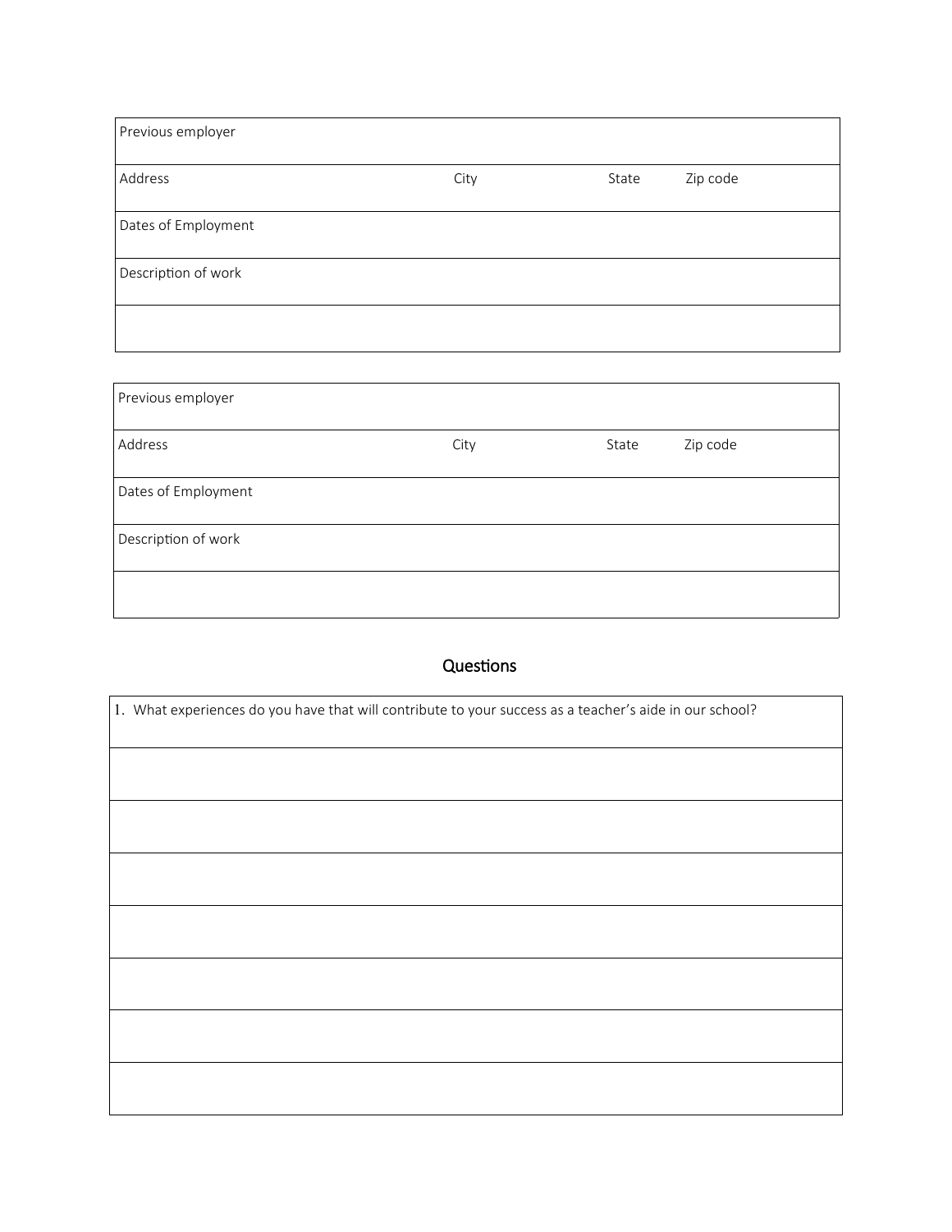| Previous employer | | | |
| --- | --- | --- | --- |
| Address | City | State | Zip code |
| Dates of Employment | | | |
| Description of work | | | |
| | | | |

| Previous employer | | | |
| --- | --- | --- | --- |
| Address | City | State | Zip code |
| Dates of Employment | | | |
| Description of work | | | |
| | | | |

## Questions

| 1. What experiences do you have that will contribute to your success as a teacher's aide in our school? |
| --- |
| |
| |
| |
| |
| |
| |
| |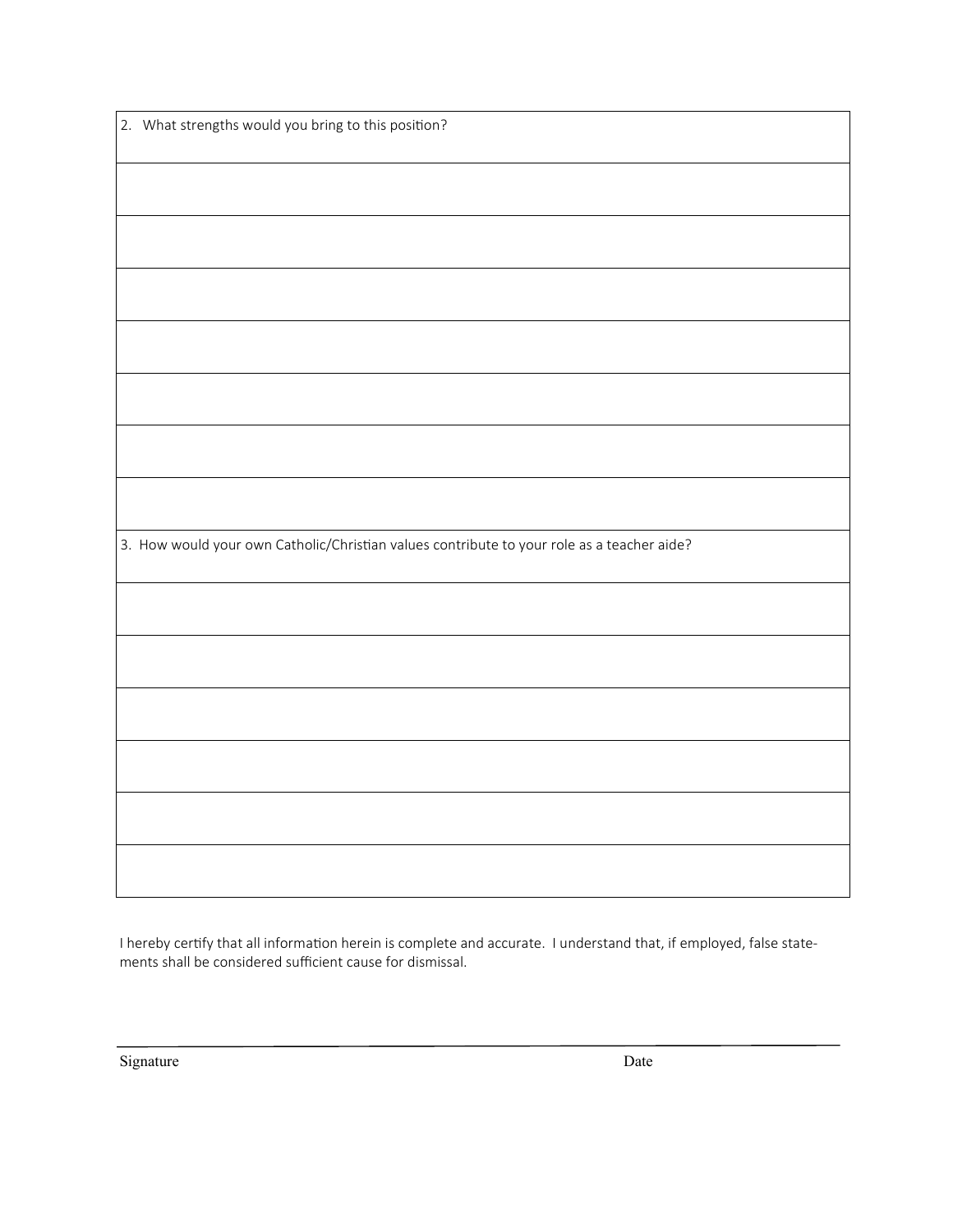2. What strengths would you bring to this position?

3. How would your own Catholic/Christian values contribute to your role as a teacher aide?

I hereby certify that all information herein is complete and accurate. I understand that, if employed, false statements shall be considered sufficient cause for dismissal.

Signature Date